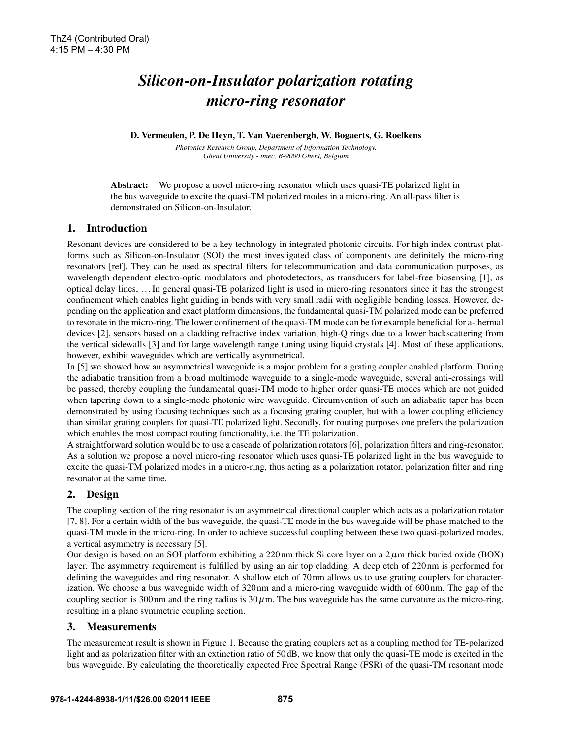ThZ4 (Contributed Oral)
4:15 PM – 4:30 PM

# *Silicon-on-Insulator polarization rotating micro-ring resonator*

**D. Vermeulen, P. De Heyn, T. Van Vaerenbergh, W. Bogaerts, G. Roelkens**

*Photonics Research Group, Department of Information Technology, Ghent University - imec, B-9000 Ghent, Belgium*

**Abstract:** We propose a novel micro-ring resonator which uses quasi-TE polarized light in the bus waveguide to excite the quasi-TM polarized modes in a micro-ring. An all-pass filter is demonstrated on Silicon-on-Insulator.

## 1. Introduction

Resonant devices are considered to be a key technology in integrated photonic circuits. For high index contrast platforms such as Silicon-on-Insulator (SOI) the most investigated class of components are definitely the micro-ring resonators [ref]. They can be used as spectral filters for telecommunication and data communication purposes, as wavelength dependent electro-optic modulators and photodetectors, as transducers for label-free biosensing [1], as optical delay lines, ... In general quasi-TE polarized light is used in micro-ring resonators since it has the strongest confinement which enables light guiding in bends with very small radii with negligible bending losses. However, depending on the application and exact platform dimensions, the fundamental quasi-TM polarized mode can be preferred to resonate in the micro-ring. The lower confinement of the quasi-TM mode can be for example beneficial for a-thermal devices [2], sensors based on a cladding refractive index variation, high-Q rings due to a lower backscattering from the vertical sidewalls [3] and for large wavelength range tuning using liquid crystals [4]. Most of these applications, however, exhibit waveguides which are vertically asymmetrical.

In [5] we showed how an asymmetrical waveguide is a major problem for a grating coupler enabled platform. During the adiabatic transition from a broad multimode waveguide to a single-mode waveguide, several anti-crossings will be passed, thereby coupling the fundamental quasi-TM mode to higher order quasi-TE modes which are not guided when tapering down to a single-mode photonic wire waveguide. Circumvention of such an adiabatic taper has been demonstrated by using focusing techniques such as a focusing grating coupler, but with a lower coupling efficiency than similar grating couplers for quasi-TE polarized light. Secondly, for routing purposes one prefers the polarization which enables the most compact routing functionality, i.e. the TE polarization.

A straightforward solution would be to use a cascade of polarization rotators [6], polarization filters and ring-resonator. As a solution we propose a novel micro-ring resonator which uses quasi-TE polarized light in the bus waveguide to excite the quasi-TM polarized modes in a micro-ring, thus acting as a polarization rotator, polarization filter and ring resonator at the same time.

## 2. Design

The coupling section of the ring resonator is an asymmetrical directional coupler which acts as a polarization rotator [7, 8]. For a certain width of the bus waveguide, the quasi-TE mode in the bus waveguide will be phase matched to the quasi-TM mode in the micro-ring. In order to achieve successful coupling between these two quasi-polarized modes, a vertical asymmetry is necessary [5].

Our design is based on an SOI platform exhibiting a 220 nm thick Si core layer on a 2 $\mu$m thick buried oxide (BOX) layer. The asymmetry requirement is fulfilled by using an air top cladding. A deep etch of 220 nm is performed for defining the waveguides and ring resonator. A shallow etch of 70 nm allows us to use grating couplers for characterization. We choose a bus waveguide width of 320 nm and a micro-ring waveguide width of 600 nm. The gap of the coupling section is 300 nm and the ring radius is 30 $\mu$m. The bus waveguide has the same curvature as the micro-ring, resulting in a plane symmetric coupling section.

## 3. Measurements

The measurement result is shown in Figure 1. Because the grating couplers act as a coupling method for TE-polarized light and as polarization filter with an extinction ratio of 50 dB, we know that only the quasi-TE mode is excited in the bus waveguide. By calculating the theoretically expected Free Spectral Range (FSR) of the quasi-TM resonant mode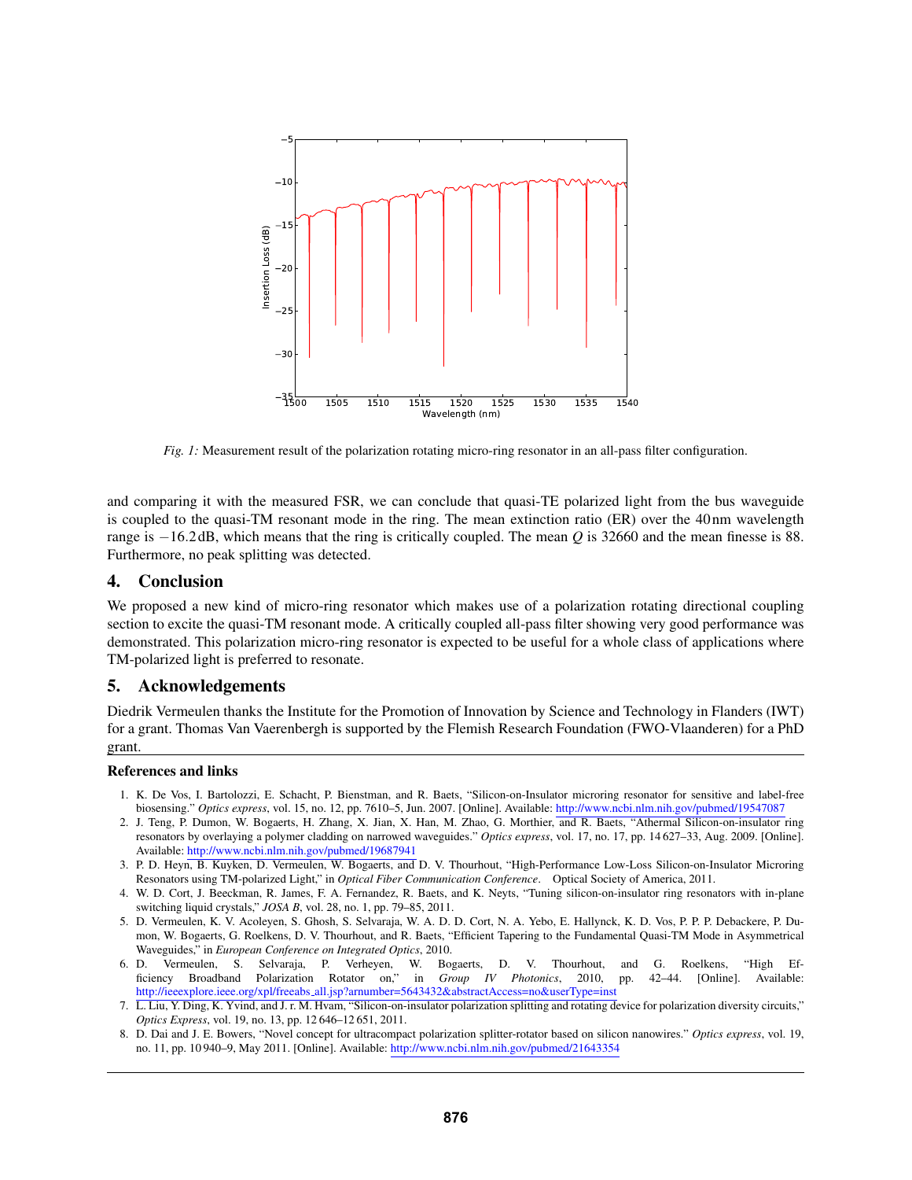−5

−10

−15

−20

−25

−30

−35

Insertion Loss (dB)

1500 1505 1510 1515 1520 1525 1530 1535 1540

Wavelength (nm)

*Fig. 1:* Measurement result of the polarization rotating micro-ring resonator in an all-pass filter configuration.

and comparing it with the measured FSR, we can conclude that quasi-TE polarized light from the bus waveguide is coupled to the quasi-TM resonant mode in the ring. The mean extinction ratio (ER) over the 40 nm wavelength range is −16.2 dB, which means that the ring is critically coupled. The mean $Q$ is 32660 and the mean finesse is 88. Furthermore, no peak splitting was detected.

## 4. Conclusion

We proposed a new kind of micro-ring resonator which makes use of a polarization rotating directional coupling section to excite the quasi-TM resonant mode. A critically coupled all-pass filter showing very good performance was demonstrated. This polarization micro-ring resonator is expected to be useful for a whole class of applications where TM-polarized light is preferred to resonate.

## 5. Acknowledgements

Diedrik Vermeulen thanks the Institute for the Promotion of Innovation by Science and Technology in Flanders (IWT) for a grant. Thomas Van Vaerenbergh is supported by the Flemish Research Foundation (FWO-Vlaanderen) for a PhD grant.

### References and links

1. K. De Vos, I. Bartolozzi, E. Schacht, P. Bienstman, and R. Baets, "Silicon-on-Insulator microring resonator for sensitive and label-free biosensing." *Optics express*, vol. 15, no. 12, pp. 7610–5, Jun. 2007. [Online]. Available: http://www.ncbi.nlm.nih.gov/pubmed/19547087
2. J. Teng, P. Dumon, W. Bogaerts, H. Zhang, X. Jian, X. Han, M. Zhao, G. Morthier, and R. Baets, "Athermal Silicon-on-insulator ring resonators by overlaying a polymer cladding on narrowed waveguides." *Optics express*, vol. 17, no. 17, pp. 14 627–33, Aug. 2009. [Online]. Available: http://www.ncbi.nlm.nih.gov/pubmed/19687941
3. P. D. Heyn, B. Kuyken, D. Vermeulen, W. Bogaerts, and D. V. Thourhout, "High-Performance Low-Loss Silicon-on-Insulator Microring Resonators using TM-polarized Light," in *Optical Fiber Communication Conference*. Optical Society of America, 2011.
4. W. D. Cort, J. Beeckman, R. James, F. A. Fernandez, R. Baets, and K. Neyts, "Tuning silicon-on-insulator ring resonators with in-plane switching liquid crystals," *JOSA B*, vol. 28, no. 1, pp. 79–85, 2011.
5. D. Vermeulen, K. V. Acoleyen, S. Ghosh, S. Selvaraja, W. A. D. D. Cort, N. A. Yebo, E. Hallynck, K. D. Vos, P. P. P. Debackere, P. Dumon, W. Bogaerts, G. Roelkens, D. V. Thourhout, and R. Baets, "Efficient Tapering to the Fundamental Quasi-TM Mode in Asymmetrical Waveguides," in *European Conference on Integrated Optics*, 2010.
6. D. Vermeulen, S. Selvaraja, P. Verheyen, W. Bogaerts, D. V. Thourhout, and G. Roelkens, "High Efficiency Broadband Polarization Rotator on," in *Group IV Photonics*, 2010, pp. 42–44. [Online]. Available: http://ieeexplore.ieee.org/xpl/freeabs_all.jsp?arnumber=5643432&abstractAccess=no&userType=inst
7. L. Liu, Y. Ding, K. Yvind, and J. r. M. Hvam, "Silicon-on-insulator polarization splitting and rotating device for polarization diversity circuits," *Optics Express*, vol. 19, no. 13, pp. 12 646–12 651, 2011.
8. D. Dai and J. E. Bowers, "Novel concept for ultracompact polarization splitter-rotator based on silicon nanowires." *Optics express*, vol. 19, no. 11, pp. 10 940–9, May 2011. [Online]. Available: http://www.ncbi.nlm.nih.gov/pubmed/21643354